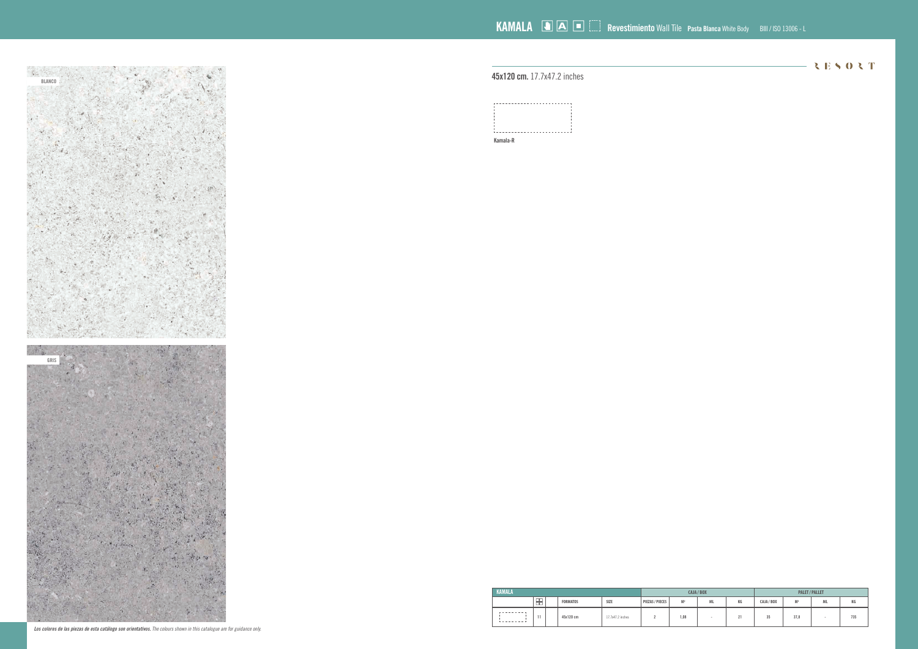# KAMALA

**Revestimiento** Wall Tile **Pasta Blanca** White Body BIII / ISO 13006 - L

RESORT

BLANCO

GRIS

## **45x120 cm.** 17.7x47.2 inches

Kamala-R

| KAMALA | | | | | CAJA / BOX | | | | PALET / PALLET | | | |
|---|---|---|---|---|---|---|---|---|---|---|---|---|
| | | | FORMATOS | SIZE | PIEZAS / PIECES | M² | ML | KG | CAJA / BOX | M² | ML | KG |
| | 11 | | 45x120 cm | 17.7x47.2 inches | 2 | 1,08 | - | 21 | 35 | 37,8 | - | 735 |

***Los colores de las piezas de esta catálogo son orientativos.*** *The colours shown in this catalogue are for guidance only.*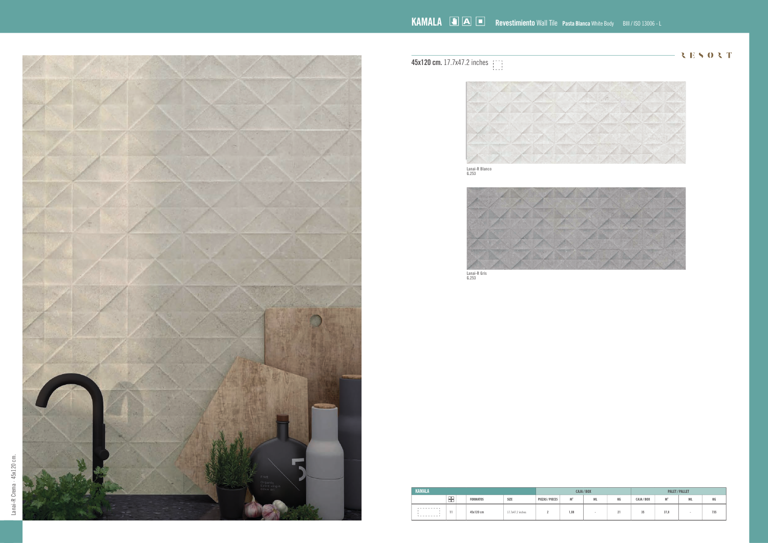# KAMALA

**Revestimiento** Wall Tile **Pasta Blanca** White Body BIII / ISO 13006 - L

RESORT

**45x120 cm.** 17.7x47.2 inches

Lanai-R Blanco
G.253

Lanai-R Gris
G.253

Lanai-R Crema · 45x120 cm.

| KAMALA | | | | CAJA / BOX | | | | PALET / PALLET | | | |
|---|---|---|---|---|---|---|---|---|---|---|---|
| | | FORMATOS | SIZE | PIEZAS / PIECES | M² | ML | KG | CAJA / BOX | M² | ML | KG |
| | 11 | 45x120 cm | 17.7x47.2 inches | 2 | 1,08 | - | 21 | 35 | 37,8 | - | 735 |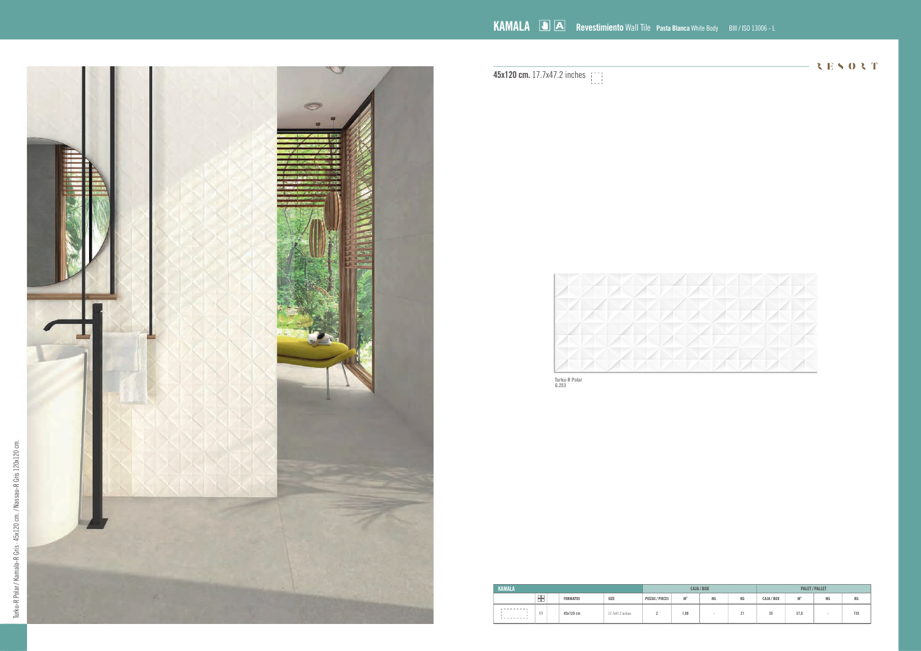# KAMALA Revestimiento Wall Tile **Pasta Blanca** White Body BIII / ISO 13006 - L

RESORT

**45x120 cm.** 17.7x47.2 inches

Turku-R Polar
G.253

Turku-R Polar / Kamala-R Gris · 45x120 cm. / Nassau-R Gris 120x120 cm.

| KAMALA | | | | CAJA / BOX | | | | PALET / PALLET | | | |
|---|---|---|---|---|---|---|---|---|---|---|---|
| | | FORMATOS | SIZE | PIEZAS / PIECES | M² | ML | KG | CAJA / BOX | M² | ML | KG |
| | 11 | 45x120 cm | 17.7x47.2 inches | 2 | 1,08 | - | 21 | 35 | 37,8 | - | 735 |